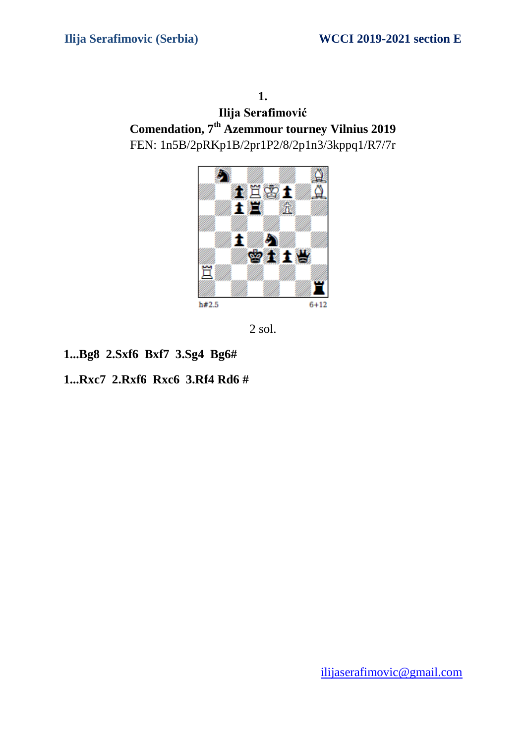**1.**

**Ilija Serafimović**

**Comendation, 7th Azemmour tourney Vilnius 2019**

FEN: 1n5B/2pRKp1B/2pr1P2/8/2p1n3/3kppq1/R7/7r

h#2.5 6+12

2 sol.

**1...Bg8 2.Sxf6 Bxf7 3.Sg4 Bg6#**

**1...Rxc7 2.Rxf6 Rxc6 3.Rf4 Rd6 #**

ilijaserafimovic@gmail.com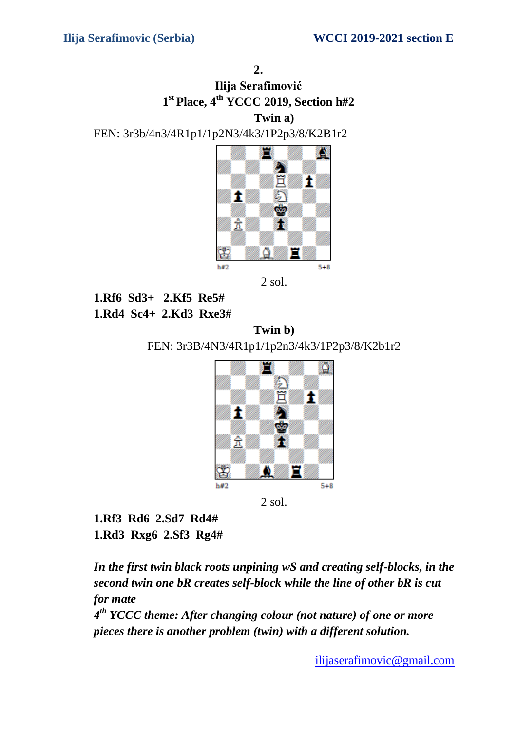**2.**

**Ilija Serafimović**

**1st Place, 4th YCCC 2019, Section h#2**

**Twin a)**

FEN: 3r3b/4n3/4R1p1/1p2N3/4k3/1P2p3/8/K2B1r2

h#2 5+8

2 sol.

**1.Rf6 Sd3+ 2.Kf5 Re5#**
**1.Rd4 Sc4+ 2.Kd3 Rxe3#**

**Twin b)**

FEN: 3r3B/4N3/4R1p1/1p2n3/4k3/1P2p3/8/K2b1r2

h#2 5+8

2 sol.

**1.Rf3 Rd6 2.Sd7 Rd4#**
**1.Rd3 Rxg6 2.Sf3 Rg4#**

***In the first twin black roots unpining wS and creating self-blocks, in the second twin one bR creates self-block while the line of other bR is cut for mate***

***4th YCCC theme: After changing colour (not nature) of one or more pieces there is another problem (twin) with a different solution.***

ilijaserafimovic@gmail.com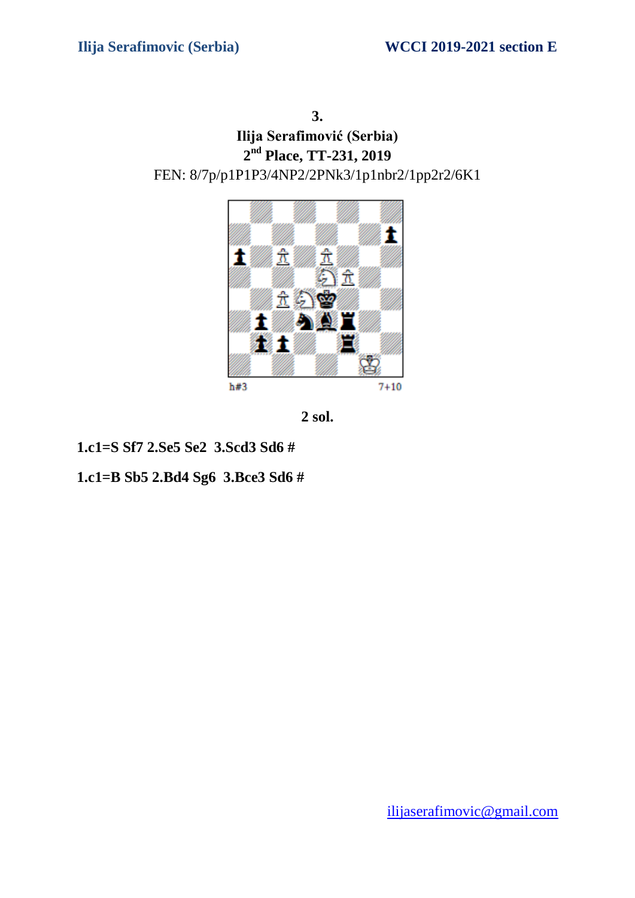**3.**

**Ilija Serafimović (Serbia)**

**2nd Place, TT-231, 2019**

FEN: 8/7p/p1P1P3/4NP2/2PNk3/1p1nbr2/1pp2r2/6K1

h#3 7+10

**2 sol.**

**1.c1=S Sf7 2.Se5 Se2 3.Scd3 Sd6 #**

**1.c1=B Sb5 2.Bd4 Sg6 3.Bce3 Sd6 #**

[ilijaserafimovic@gmail.com](mailto:ilijaserafimovic@gmail.com)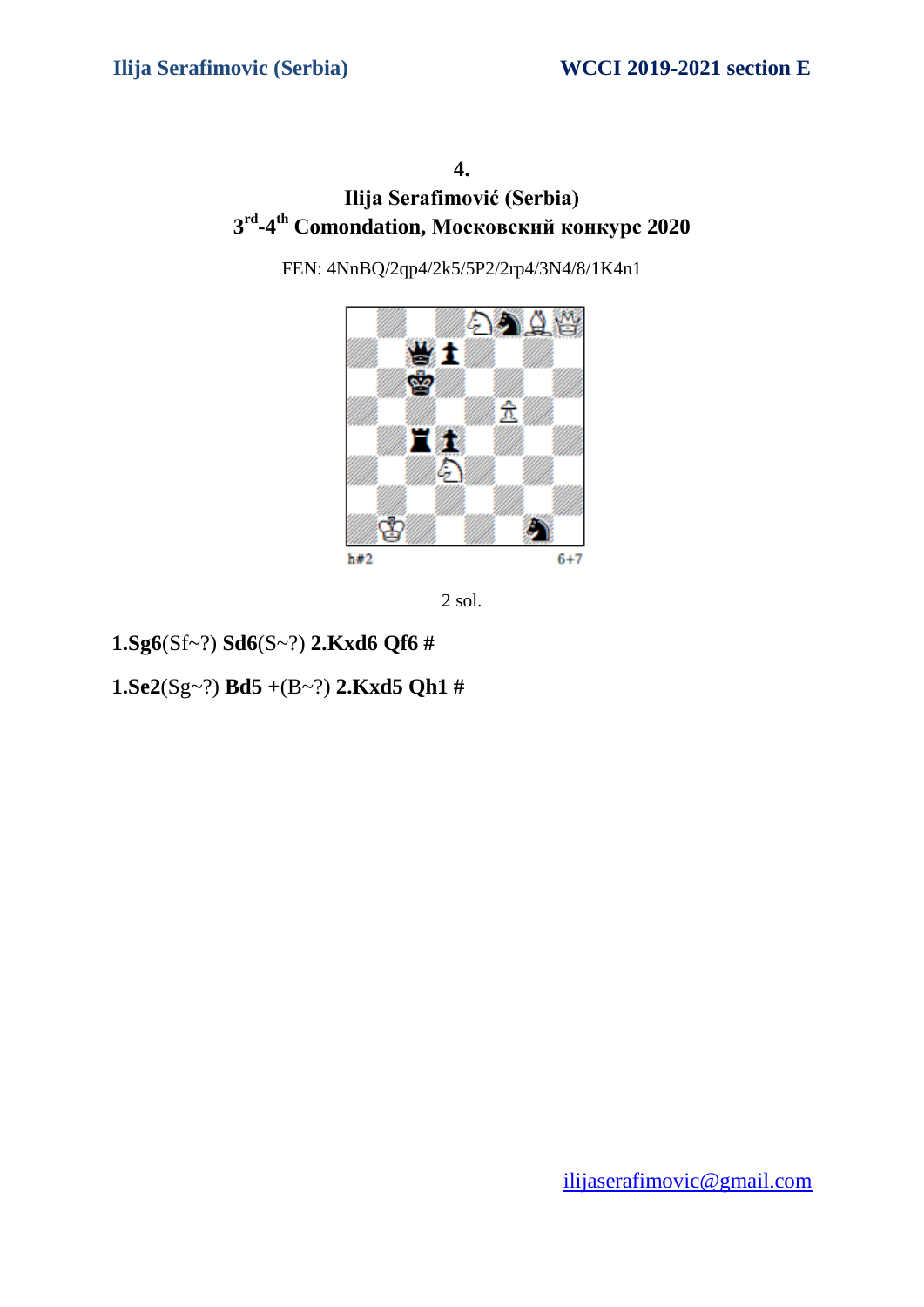**4.**

**Ilija Serafimović (Serbia)**

**3rd-4th Comondation, Московский конкурс 2020**

FEN: 4NnBQ/2qp4/2k5/5P2/2rp4/3N4/8/1K4n1

h#2 6+7

2 sol.

**1.Sg6**(Sf~?) **Sd6**(S~?) **2.Kxd6 Qf6 #**

**1.Se2**(Sg~?) **Bd5 +**(B~?) **2.Kxd5 Qh1 #**

ilijaserafimovic@gmail.com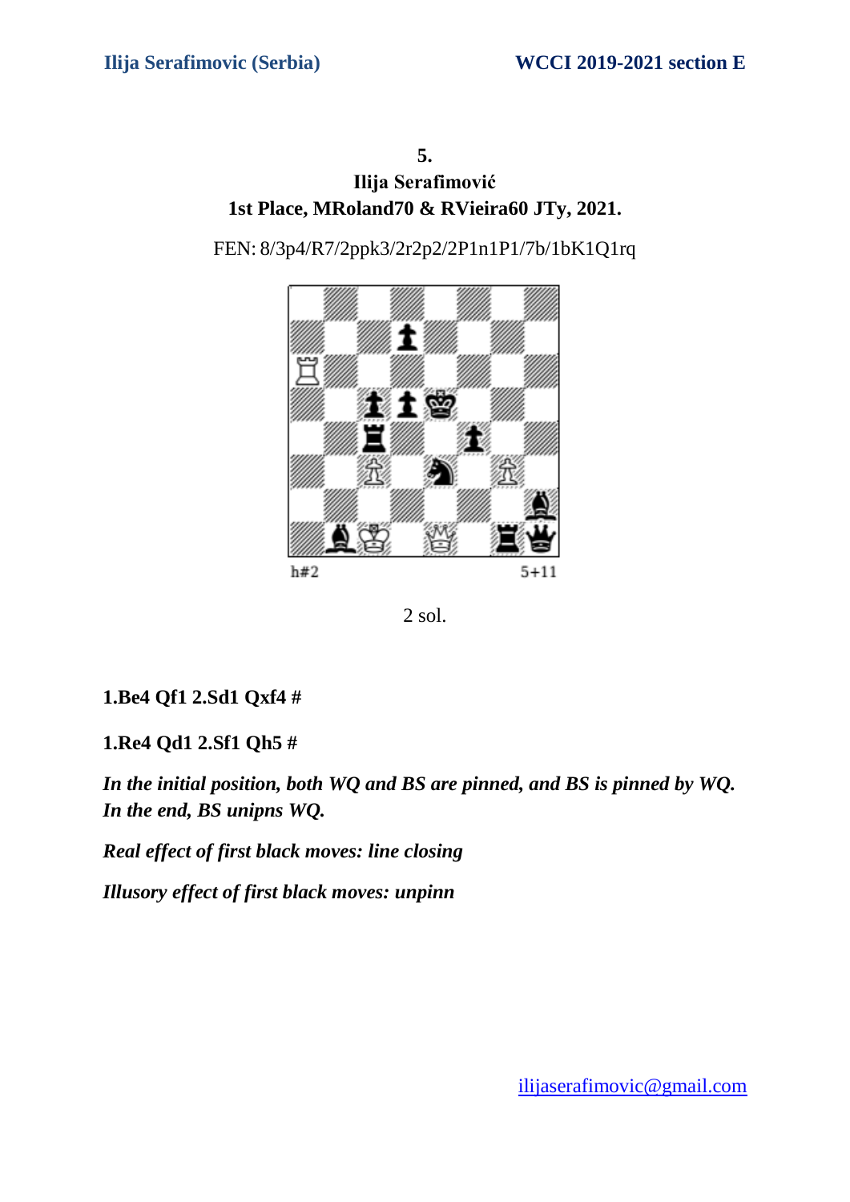**5.**

**Ilija Serafimović**

**1st Place, MRoland70 & RVieira60 JTy, 2021.**

FEN: 8/3p4/R7/2ppk3/2r2p2/2P1n1P1/7b/1bK1Q1rq

h#2 5+11

2 sol.

**1.Be4 Qf1 2.Sd1 Qxf4 #**

**1.Re4 Qd1 2.Sf1 Qh5 #**

***In the initial position, both WQ and BS are pinned, and BS is pinned by WQ. In the end, BS unipns WQ.***

***Real effect of first black moves: line closing***

***Illusory effect of first black moves: unpinn***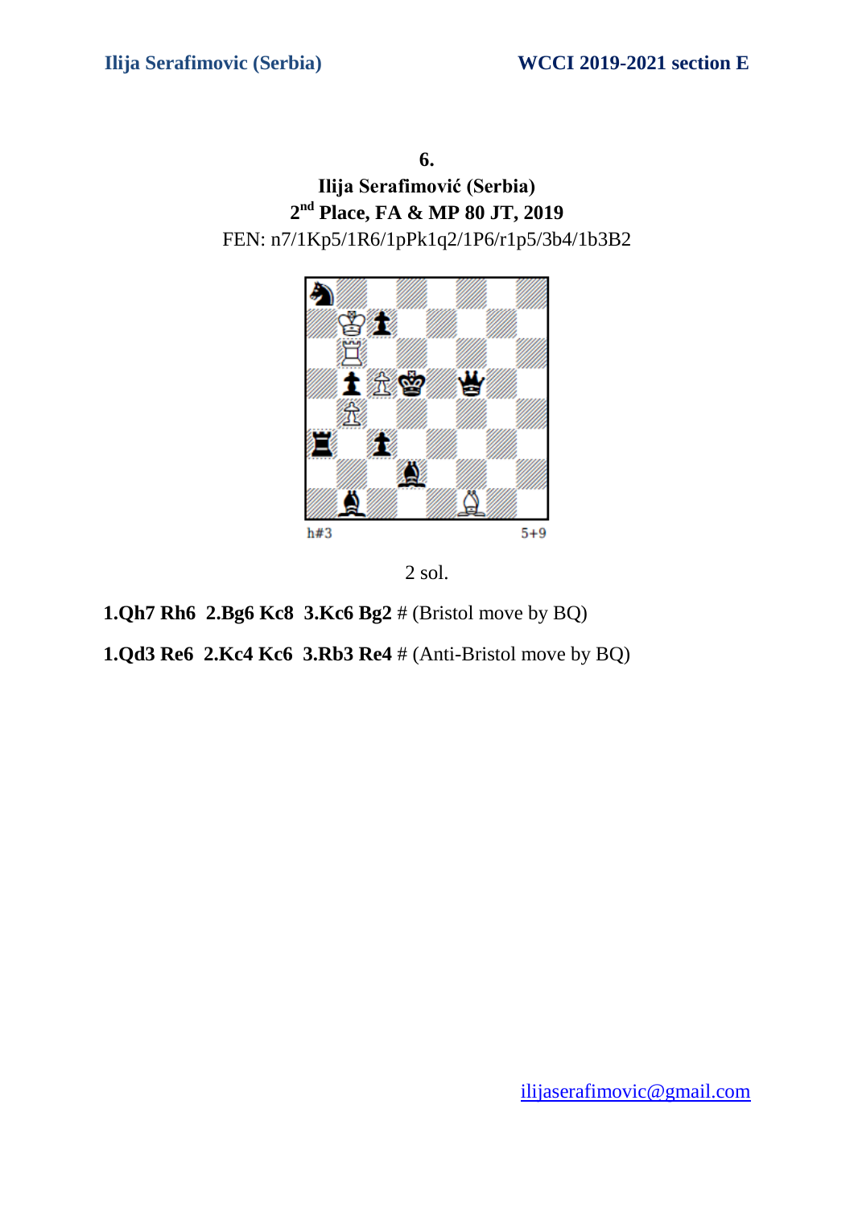**6.**

**Ilija Serafimović (Serbia)**

**2nd Place, FA & MP 80 JT, 2019**

FEN: n7/1Kp5/1R6/1pPk1q2/1P6/r1p5/3b4/1b3B2

h#3 5+9

2 sol.

**1.Qh7 Rh6 2.Bg6 Kc8 3.Kc6 Bg2** # (Bristol move by BQ)

**1.Qd3 Re6 2.Kc4 Kc6 3.Rb3 Re4** # (Anti-Bristol move by BQ)

ilijaserafimovic@gmail.com